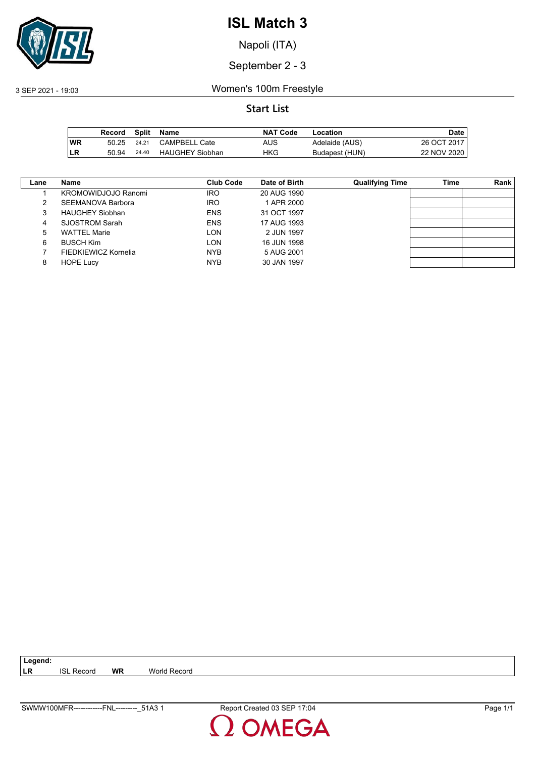# ISL Match 3

Napoli (ITA)

September 2 - 3

3 SEP 2021 - 19:03

Women's 100m Freestyle

## Start List

| | Record | Split | Name | NAT Code | Location | Date |
|---|---|---|---|---|---|---|
| **WR** | 50.25 | 24.21 | CAMPBELL Cate | AUS | Adelaide (AUS) | 26 OCT 2017 |
| **LR** | 50.94 | 24.40 | HAUGHEY Siobhan | HKG | Budapest (HUN) | 22 NOV 2020 |

| Lane | Name | Club Code | Date of Birth | Qualifying Time | Time | Rank |
|---|---|---|---|---|---|---|
| 1 | KROMOWIDJOJO Ranomi | IRO | 20 AUG 1990 | | | |
| 2 | SEEMANOVA Barbora | IRO | 1 APR 2000 | | | |
| 3 | HAUGHEY Siobhan | ENS | 31 OCT 1997 | | | |
| 4 | SJOSTROM Sarah | ENS | 17 AUG 1993 | | | |
| 5 | WATTEL Marie | LON | 2 JUN 1997 | | | |
| 6 | BUSCH Kim | LON | 16 JUN 1998 | | | |
| 7 | FIEDKIEWICZ Kornelia | NYB | 5 AUG 2001 | | | |
| 8 | HOPE Lucy | NYB | 30 JAN 1997 | | | |

**Legend:**
**LR** ISL Record **WR** World Record

SWMW100MFR------------FNL---------_51A3 1 Report Created 03 SEP 17:04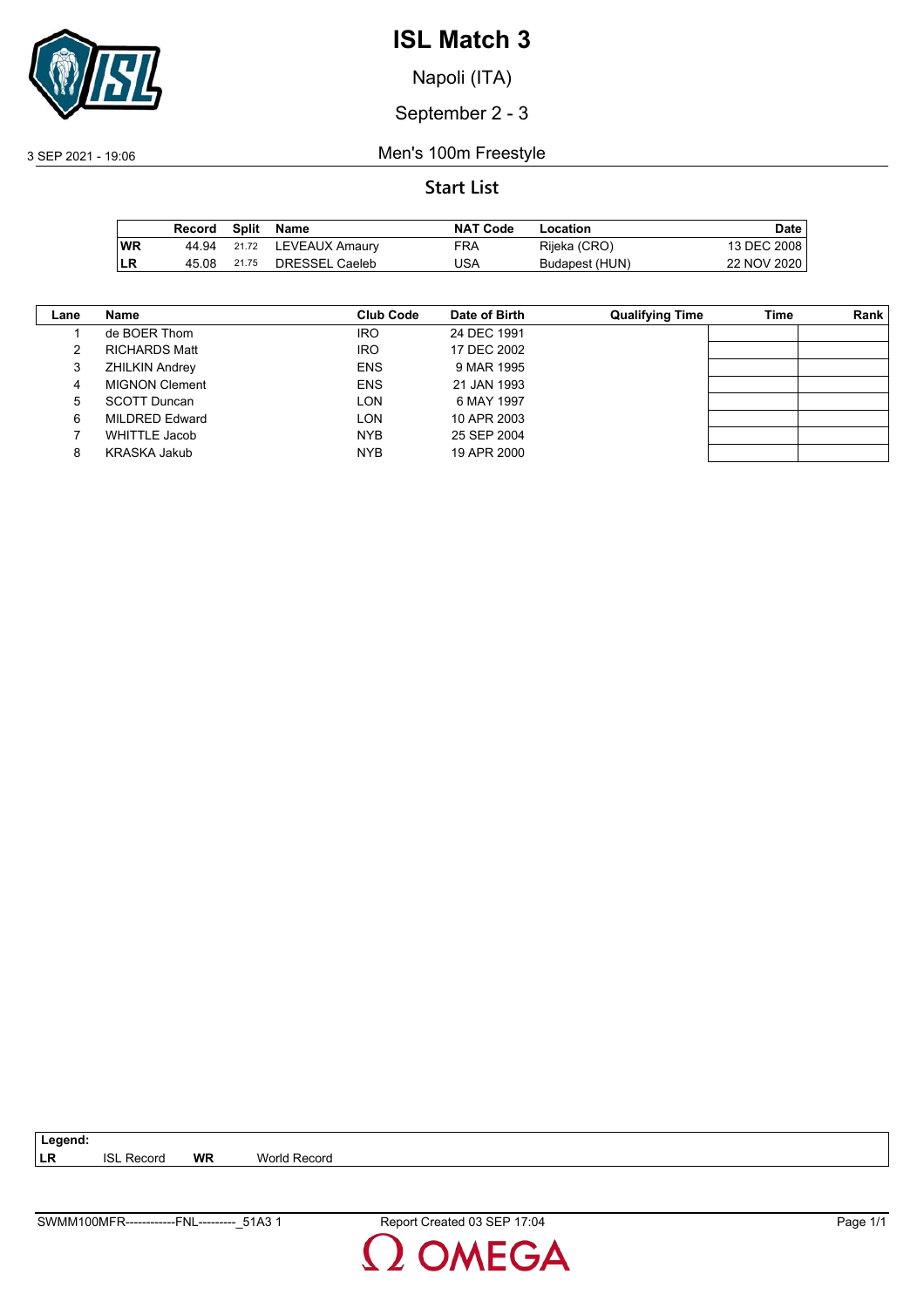# ISL Match 3

Napoli (ITA)

September 2 - 3

3 SEP 2021 - 19:06

Men's 100m Freestyle

## Start List

| | Record | Split | Name | NAT Code | Location | Date |
|---|---|---|---|---|---|---|
| WR | 44.94 | 21.72 | LEVEAUX Amaury | FRA | Rijeka (CRO) | 13 DEC 2008 |
| LR | 45.08 | 21.75 | DRESSEL Caeleb | USA | Budapest (HUN) | 22 NOV 2020 |

| Lane | Name | Club Code | Date of Birth | Qualifying Time | Time | Rank |
|---|---|---|---|---|---|---|
| 1 | de BOER Thom | IRO | 24 DEC 1991 | | | |
| 2 | RICHARDS Matt | IRO | 17 DEC 2002 | | | |
| 3 | ZHILKIN Andrey | ENS | 9 MAR 1995 | | | |
| 4 | MIGNON Clement | ENS | 21 JAN 1993 | | | |
| 5 | SCOTT Duncan | LON | 6 MAY 1997 | | | |
| 6 | MILDRED Edward | LON | 10 APR 2003 | | | |
| 7 | WHITTLE Jacob | NYB | 25 SEP 2004 | | | |
| 8 | KRASKA Jakub | NYB | 19 APR 2000 | | | |

**Legend:**
**LR** ISL Record **WR** World Record

SWMM100MFR------------FNL---------_51A3 1 Report Created 03 SEP 17:04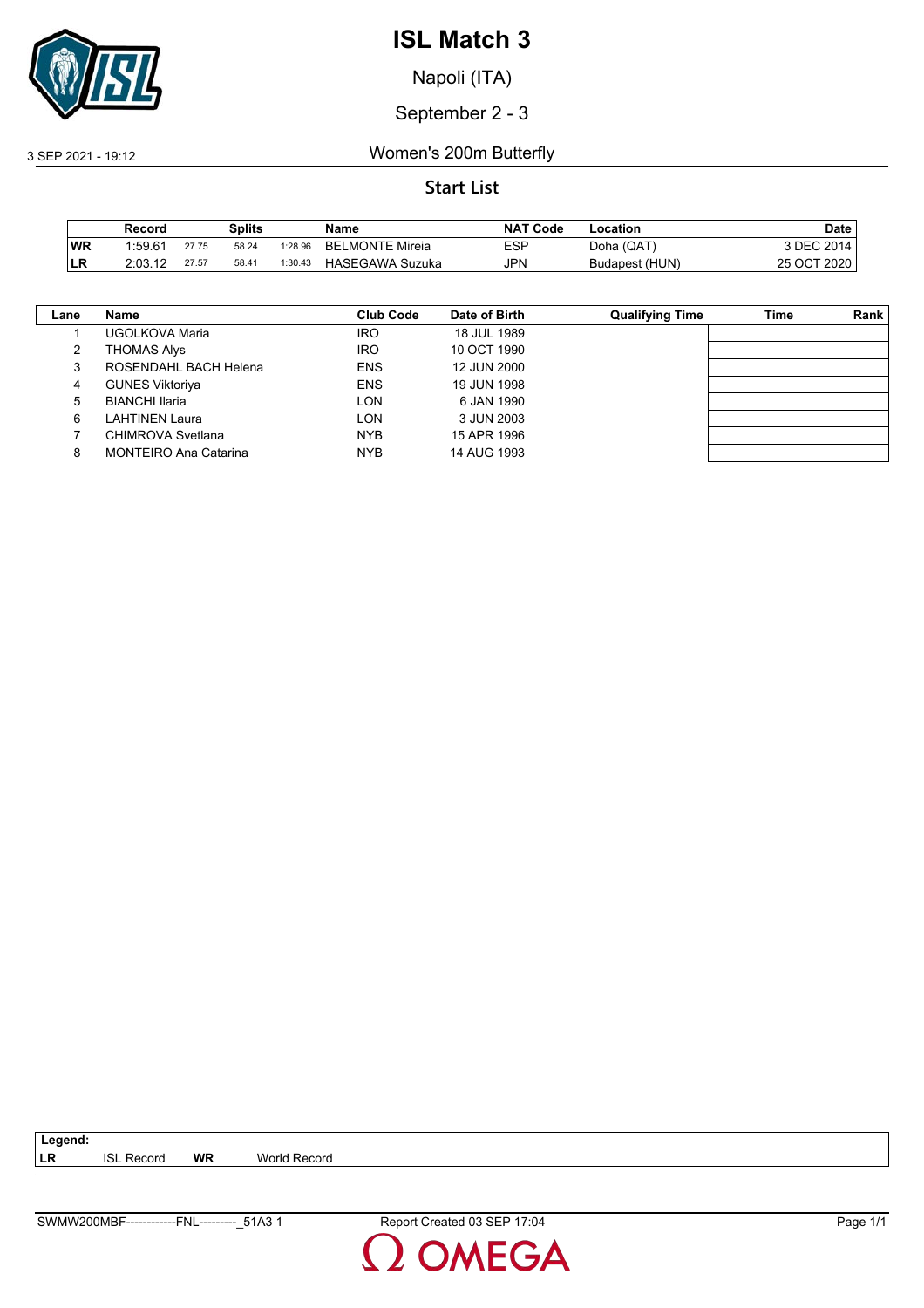# ISL Match 3

Napoli (ITA)

September 2 - 3

3 SEP 2021 - 19:12

Women's 200m Butterfly

## Start List

| | Record | Splits | | | Name | NAT Code | Location | Date |
|---|---|---|---|---|---|---|---|---|
| WR | 1:59.61 | 27.75 | 58.24 | 1:28.96 | BELMONTE Mireia | ESP | Doha (QAT) | 3 DEC 2014 |
| LR | 2:03.12 | 27.57 | 58.41 | 1:30.43 | HASEGAWA Suzuka | JPN | Budapest (HUN) | 25 OCT 2020 |

| Lane | Name | Club Code | Date of Birth | Qualifying Time | Time | Rank |
|---|---|---|---|---|---|---|
| 1 | UGOLKOVA Maria | IRO | 18 JUL 1989 | | | |
| 2 | THOMAS Alys | IRO | 10 OCT 1990 | | | |
| 3 | ROSENDAHL BACH Helena | ENS | 12 JUN 2000 | | | |
| 4 | GUNES Viktoriya | ENS | 19 JUN 1998 | | | |
| 5 | BIANCHI Ilaria | LON | 6 JAN 1990 | | | |
| 6 | LAHTINEN Laura | LON | 3 JUN 2003 | | | |
| 7 | CHIMROVA Svetlana | NYB | 15 APR 1996 | | | |
| 8 | MONTEIRO Ana Catarina | NYB | 14 AUG 1993 | | | |

**Legend:**
**LR** ISL Record **WR** World Record

SWMW200MBF------------FNL---------_51A3 1 Report Created 03 SEP 17:04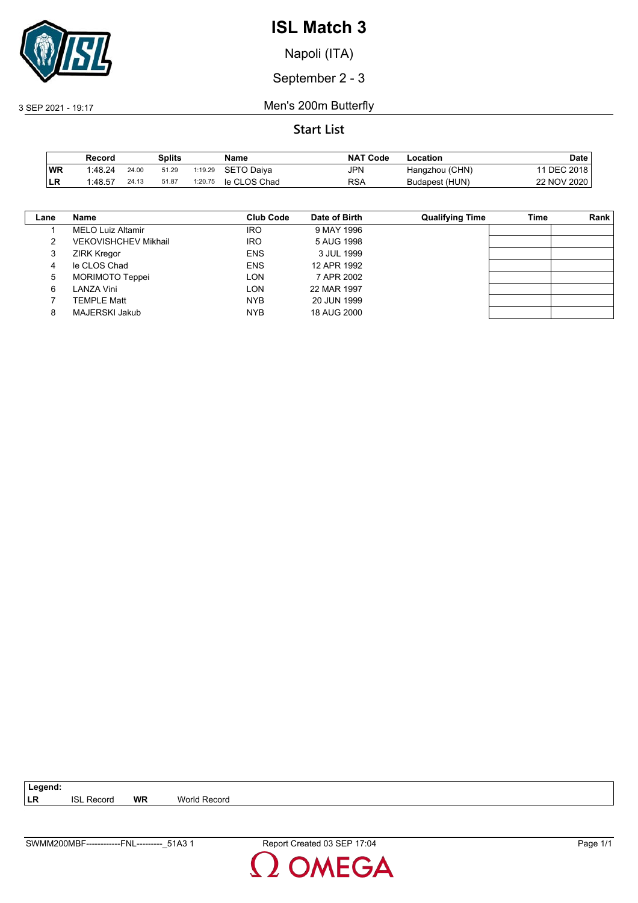# ISL Match 3

Napoli (ITA)

September 2 - 3

3 SEP 2021 - 19:17

Men's 200m Butterfly

**Start List**

| | Record | Splits | | | Name | NAT Code | Location | Date |
|---|---|---|---|---|---|---|---|---|
| **WR** | 1:48.24 | 24.00 | 51.29 | 1:19.29 | SETO Daiya | JPN | Hangzhou (CHN) | 11 DEC 2018 |
| **LR** | 1:48.57 | 24.13 | 51.87 | 1:20.75 | le CLOS Chad | RSA | Budapest (HUN) | 22 NOV 2020 |

| Lane | Name | Club Code | Date of Birth | Qualifying Time | Time | Rank |
|---|---|---|---|---|---|---|
| 1 | MELO Luiz Altamir | IRO | 9 MAY 1996 | | | |
| 2 | VEKOVISHCHEV Mikhail | IRO | 5 AUG 1998 | | | |
| 3 | ZIRK Kregor | ENS | 3 JUL 1999 | | | |
| 4 | le CLOS Chad | ENS | 12 APR 1992 | | | |
| 5 | MORIMOTO Teppei | LON | 7 APR 2002 | | | |
| 6 | LANZA Vini | LON | 22 MAR 1997 | | | |
| 7 | TEMPLE Matt | NYB | 20 JUN 1999 | | | |
| 8 | MAJERSKI Jakub | NYB | 18 AUG 2000 | | | |

**Legend:**
**LR** ISL Record **WR** World Record

SWMM200MBF------------FNL---------_51A3 1 Report Created 03 SEP 17:04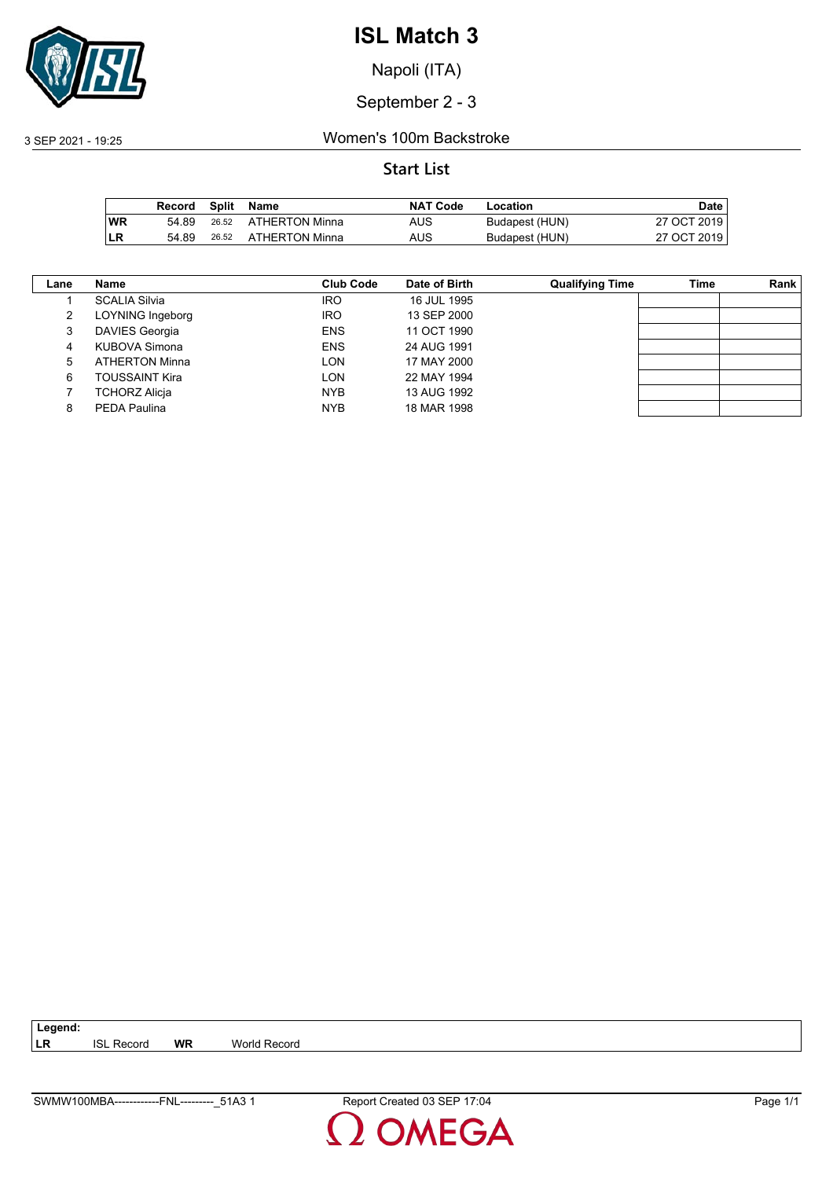# ISL Match 3

Napoli (ITA)

September 2 - 3

3 SEP 2021 - 19:25

Women's 100m Backstroke

## Start List

| | Record | Split | Name | NAT Code | Location | Date |
|---|---|---|---|---|---|---|
| WR | 54.89 | 26.52 | ATHERTON Minna | AUS | Budapest (HUN) | 27 OCT 2019 |
| LR | 54.89 | 26.52 | ATHERTON Minna | AUS | Budapest (HUN) | 27 OCT 2019 |

| Lane | Name | Club Code | Date of Birth | Qualifying Time | Time | Rank |
|---|---|---|---|---|---|---|
| 1 | SCALIA Silvia | IRO | 16 JUL 1995 | | | |
| 2 | LOYNING Ingeborg | IRO | 13 SEP 2000 | | | |
| 3 | DAVIES Georgia | ENS | 11 OCT 1990 | | | |
| 4 | KUBOVA Simona | ENS | 24 AUG 1991 | | | |
| 5 | ATHERTON Minna | LON | 17 MAY 2000 | | | |
| 6 | TOUSSAINT Kira | LON | 22 MAY 1994 | | | |
| 7 | TCHORZ Alicja | NYB | 13 AUG 1992 | | | |
| 8 | PEDA Paulina | NYB | 18 MAR 1998 | | | |

**Legend:**
**LR** ISL Record **WR** World Record

SWMW100MBA------------FNL---------_51A3 1 Report Created 03 SEP 17:04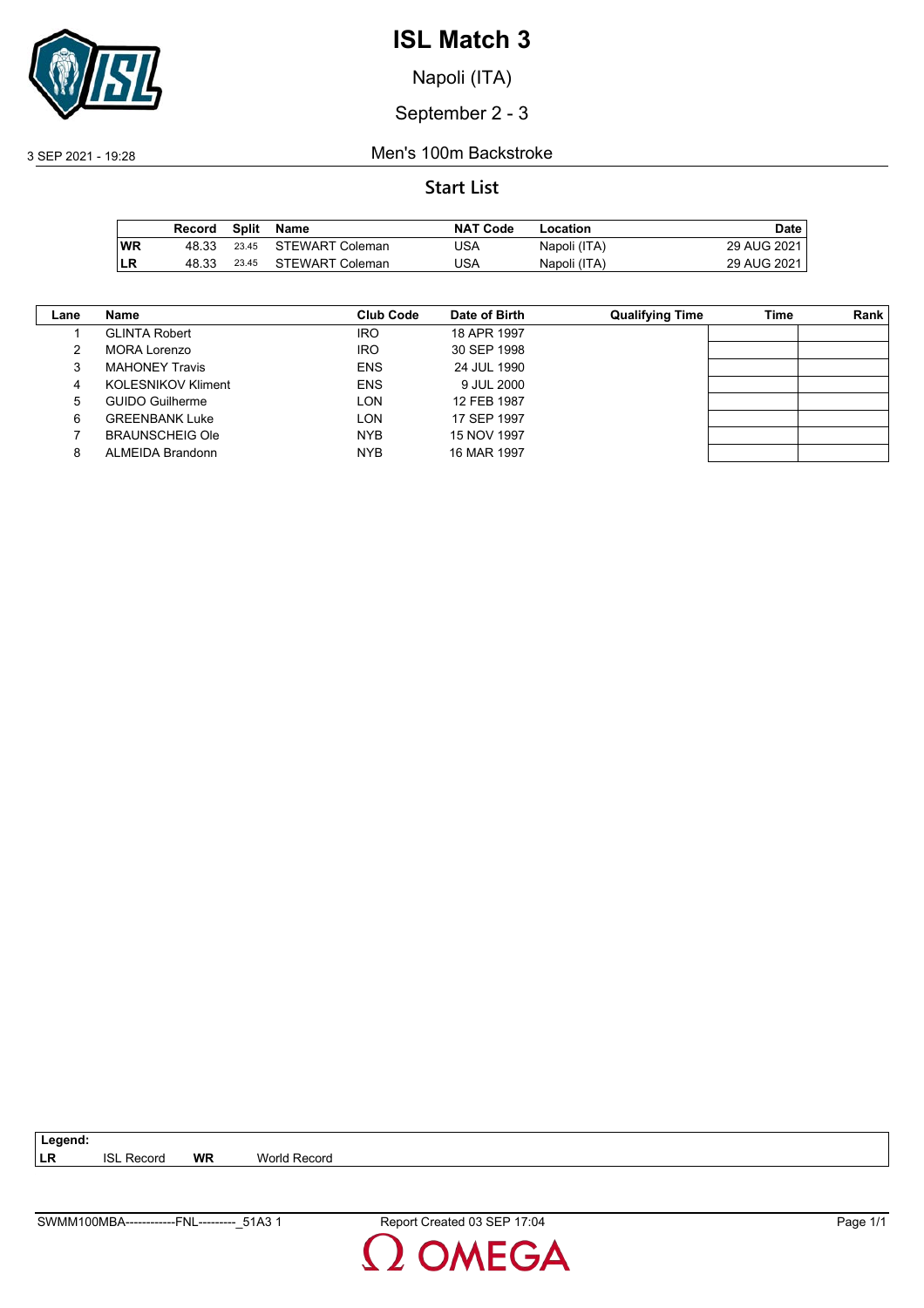# ISL Match 3

Napoli (ITA)

September 2 - 3

3 SEP 2021 - 19:28

Men's 100m Backstroke

## Start List

| | Record | Split | Name | NAT Code | Location | Date |
|---|---|---|---|---|---|---|
| **WR** | 48.33 | 23.45 | STEWART Coleman | USA | Napoli (ITA) | 29 AUG 2021 |
| **LR** | 48.33 | 23.45 | STEWART Coleman | USA | Napoli (ITA) | 29 AUG 2021 |

| Lane | Name | Club Code | Date of Birth | Qualifying Time | Time | Rank |
|---|---|---|---|---|---|---|
| 1 | GLINTA Robert | IRO | 18 APR 1997 | | | |
| 2 | MORA Lorenzo | IRO | 30 SEP 1998 | | | |
| 3 | MAHONEY Travis | ENS | 24 JUL 1990 | | | |
| 4 | KOLESNIKOV Kliment | ENS | 9 JUL 2000 | | | |
| 5 | GUIDO Guilherme | LON | 12 FEB 1987 | | | |
| 6 | GREENBANK Luke | LON | 17 SEP 1997 | | | |
| 7 | BRAUNSCHEIG Ole | NYB | 15 NOV 1997 | | | |
| 8 | ALMEIDA Brandonn | NYB | 16 MAR 1997 | | | |

**Legend:**
**LR** ISL Record **WR** World Record

SWMM100MBA------------FNL---------_51A3 1 Report Created 03 SEP 17:04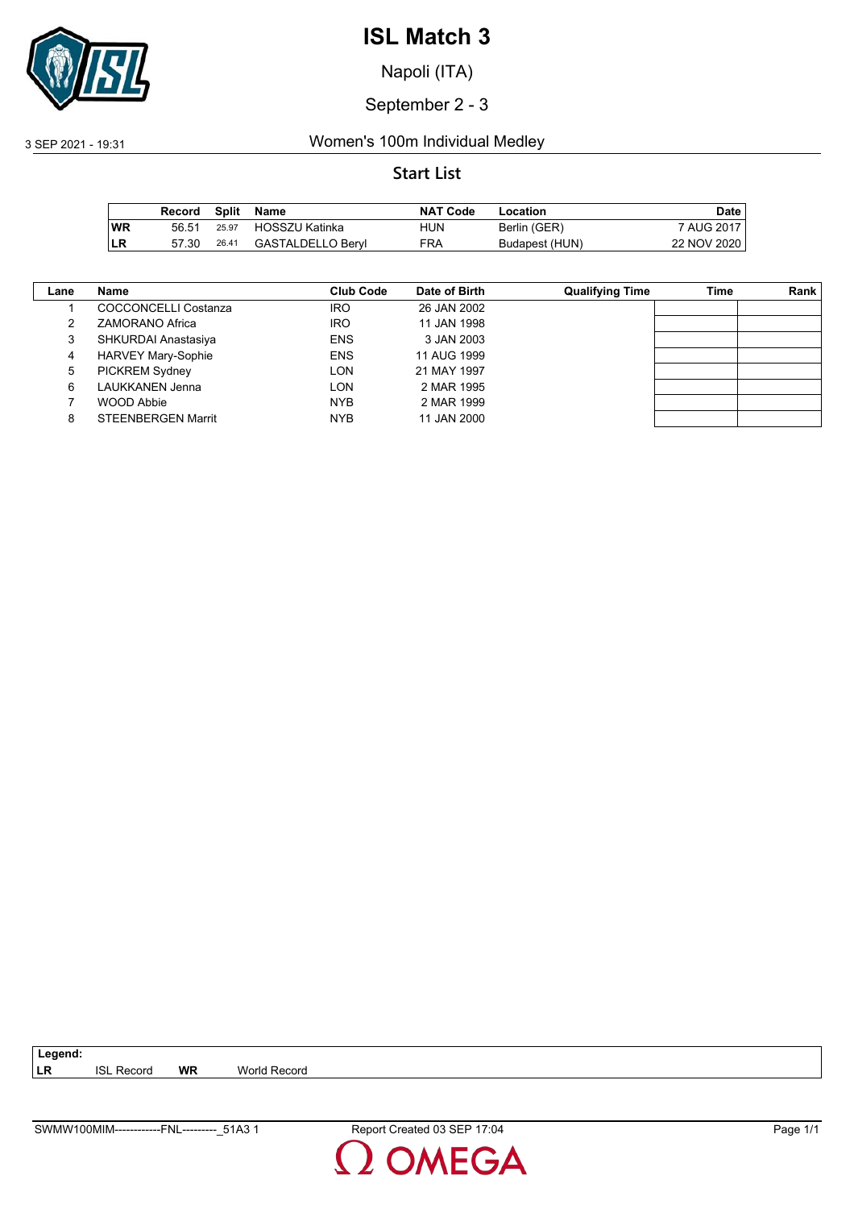# ISL Match 3

Napoli (ITA)

September 2 - 3

3 SEP 2021 - 19:31

Women's 100m Individual Medley

## Start List

| | Record | Split | Name | NAT Code | Location | Date |
|---|---|---|---|---|---|---|
| **WR** | 56.51 | 25.97 | HOSSZU Katinka | HUN | Berlin (GER) | 7 AUG 2017 |
| **LR** | 57.30 | 26.41 | GASTALDELLO Beryl | FRA | Budapest (HUN) | 22 NOV 2020 |

| Lane | Name | Club Code | Date of Birth | Qualifying Time | Time | Rank |
|---|---|---|---|---|---|---|
| 1 | COCCONCELLI Costanza | IRO | 26 JAN 2002 | | | |
| 2 | ZAMORANO Africa | IRO | 11 JAN 1998 | | | |
| 3 | SHKURDAI Anastasiya | ENS | 3 JAN 2003 | | | |
| 4 | HARVEY Mary-Sophie | ENS | 11 AUG 1999 | | | |
| 5 | PICKREM Sydney | LON | 21 MAY 1997 | | | |
| 6 | LAUKKANEN Jenna | LON | 2 MAR 1995 | | | |
| 7 | WOOD Abbie | NYB | 2 MAR 1999 | | | |
| 8 | STEENBERGEN Marrit | NYB | 11 JAN 2000 | | | |

**Legend:**
**LR** ISL Record **WR** World Record

SWMW100MIM------------FNL---------_51A3 1 Report Created 03 SEP 17:04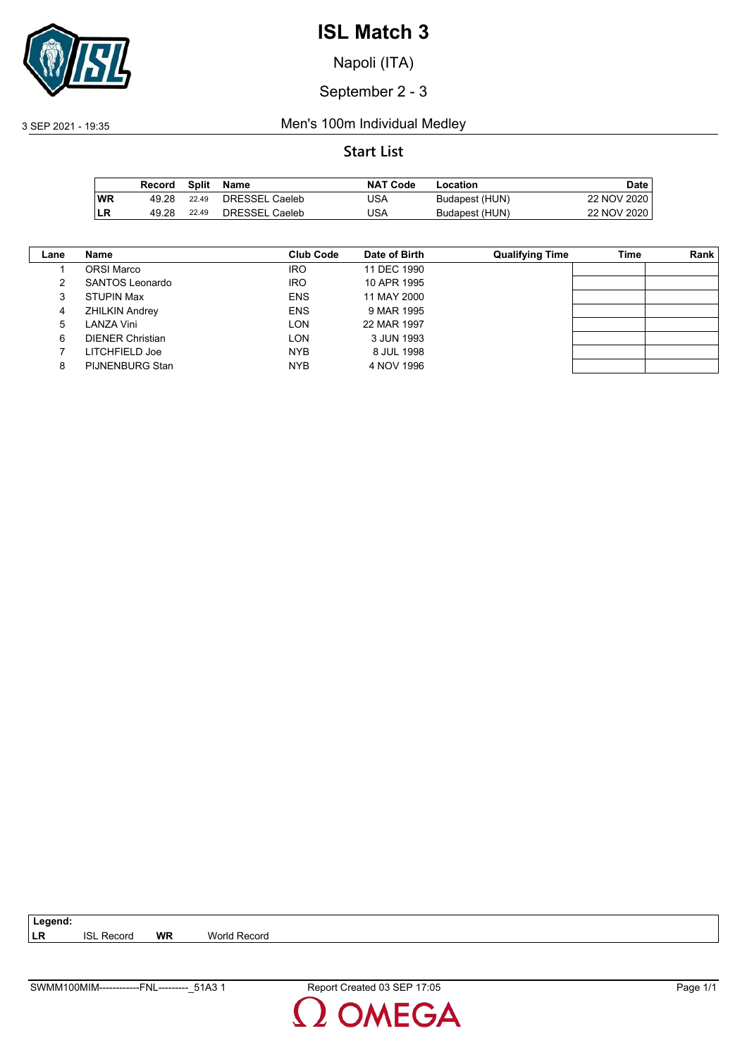# ISL Match 3

Napoli (ITA)

September 2 - 3

3 SEP 2021 - 19:35

Men's 100m Individual Medley

## Start List

| | Record | Split | Name | NAT Code | Location | Date |
|---|---|---|---|---|---|---|
| WR | 49.28 | 22.49 | DRESSEL Caeleb | USA | Budapest (HUN) | 22 NOV 2020 |
| LR | 49.28 | 22.49 | DRESSEL Caeleb | USA | Budapest (HUN) | 22 NOV 2020 |

| Lane | Name | Club Code | Date of Birth | Qualifying Time | Time | Rank |
|---|---|---|---|---|---|---|
| 1 | ORSI Marco | IRO | 11 DEC 1990 | | | |
| 2 | SANTOS Leonardo | IRO | 10 APR 1995 | | | |
| 3 | STUPIN Max | ENS | 11 MAY 2000 | | | |
| 4 | ZHILKIN Andrey | ENS | 9 MAR 1995 | | | |
| 5 | LANZA Vini | LON | 22 MAR 1997 | | | |
| 6 | DIENER Christian | LON | 3 JUN 1993 | | | |
| 7 | LITCHFIELD Joe | NYB | 8 JUL 1998 | | | |
| 8 | PIJNENBURG Stan | NYB | 4 NOV 1996 | | | |

**Legend:**
**LR** ISL Record **WR** World Record

SWMM100MIM------------FNL---------_51A3 1 Report Created 03 SEP 17:05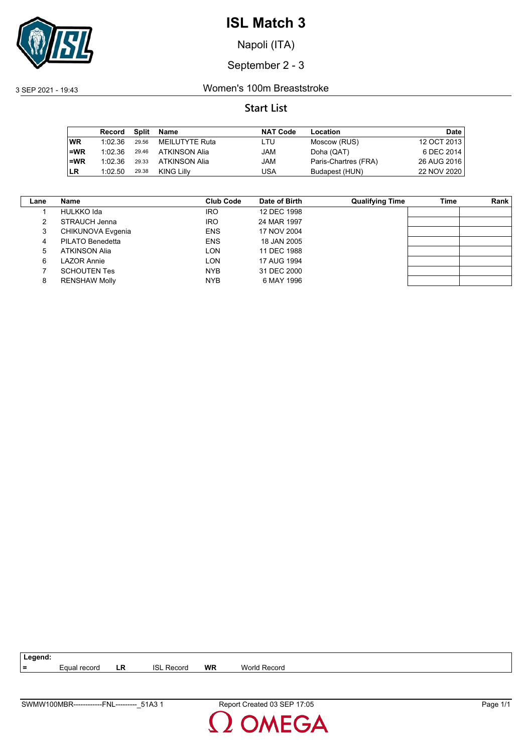# ISL Match 3

Napoli (ITA)

September 2 - 3

3 SEP 2021 - 19:43

Women's 100m Breaststroke

## Start List

| | Record | Split | Name | NAT Code | Location | Date |
|---|---|---|---|---|---|---|
| **WR** | 1:02.36 | 29.56 | MEILUTYTE Ruta | LTU | Moscow (RUS) | 12 OCT 2013 |
| **=WR** | 1:02.36 | 29.46 | ATKINSON Alia | JAM | Doha (QAT) | 6 DEC 2014 |
| **=WR** | 1:02.36 | 29.33 | ATKINSON Alia | JAM | Paris-Chartres (FRA) | 26 AUG 2016 |
| **LR** | 1:02.50 | 29.38 | KING Lilly | USA | Budapest (HUN) | 22 NOV 2020 |

| Lane | Name | Club Code | Date of Birth | Qualifying Time | Time | Rank |
|---|---|---|---|---|---|---|
| 1 | HULKKO Ida | IRO | 12 DEC 1998 | | | |
| 2 | STRAUCH Jenna | IRO | 24 MAR 1997 | | | |
| 3 | CHIKUNOVA Evgenia | ENS | 17 NOV 2004 | | | |
| 4 | PILATO Benedetta | ENS | 18 JAN 2005 | | | |
| 5 | ATKINSON Alia | LON | 11 DEC 1988 | | | |
| 6 | LAZOR Annie | LON | 17 AUG 1994 | | | |
| 7 | SCHOUTEN Tes | NYB | 31 DEC 2000 | | | |
| 8 | RENSHAW Molly | NYB | 6 MAY 1996 | | | |

**Legend:**
**=** Equal record **LR** ISL Record **WR** World Record

SWMW100MBR------------FNL---------_51A3 1 Report Created 03 SEP 17:05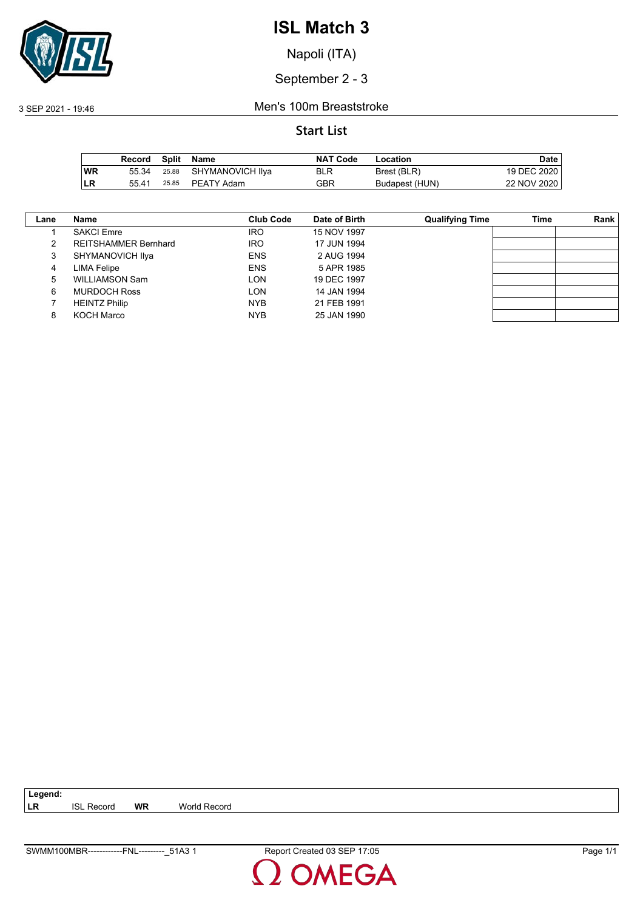# ISL Match 3

Napoli (ITA)

September 2 - 3

3 SEP 2021 - 19:46

Men's 100m Breaststroke

## Start List

| | Record | Split | Name | NAT Code | Location | Date |
|---|---|---|---|---|---|---|
| **WR** | 55.34 | 25.88 | SHYMANOVICH Ilya | BLR | Brest (BLR) | 19 DEC 2020 |
| **LR** | 55.41 | 25.85 | PEATY Adam | GBR | Budapest (HUN) | 22 NOV 2020 |

| Lane | Name | Club Code | Date of Birth | Qualifying Time | Time | Rank |
|---|---|---|---|---|---|---|
| 1 | SAKCI Emre | IRO | 15 NOV 1997 | | | |
| 2 | REITSHAMMER Bernhard | IRO | 17 JUN 1994 | | | |
| 3 | SHYMANOVICH Ilya | ENS | 2 AUG 1994 | | | |
| 4 | LIMA Felipe | ENS | 5 APR 1985 | | | |
| 5 | WILLIAMSON Sam | LON | 19 DEC 1997 | | | |
| 6 | MURDOCH Ross | LON | 14 JAN 1994 | | | |
| 7 | HEINTZ Philip | NYB | 21 FEB 1991 | | | |
| 8 | KOCH Marco | NYB | 25 JAN 1990 | | | |

**Legend:**
**LR** ISL Record **WR** World Record

SWMM100MBR------------FNL---------_51A3 1 Report Created 03 SEP 17:05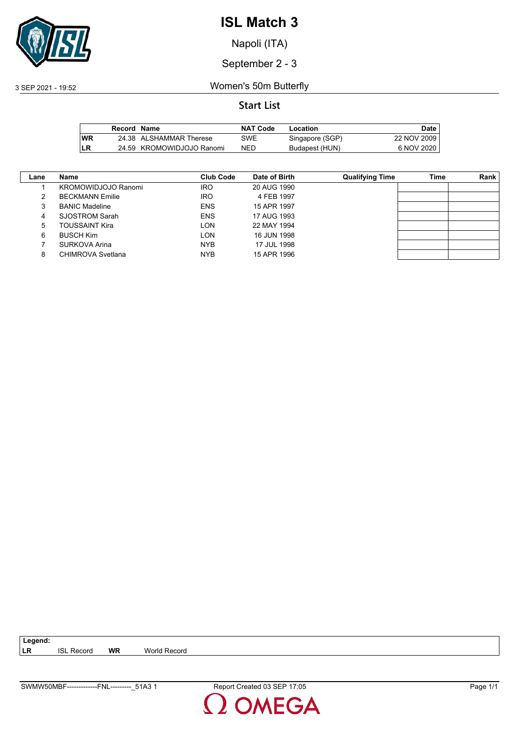# ISL Match 3

Napoli (ITA)

September 2 - 3

3 SEP 2021 - 19:52

Women's 50m Butterfly

## Start List

| | Record | Name | NAT Code | Location | Date |
|---|---|---|---|---|---|
| WR | 24.38 | ALSHAMMAR Therese | SWE | Singapore (SGP) | 22 NOV 2009 |
| LR | 24.59 | KROMOWIDJOJO Ranomi | NED | Budapest (HUN) | 6 NOV 2020 |

| Lane | Name | Club Code | Date of Birth | Qualifying Time | Time | Rank |
|---|---|---|---|---|---|---|
| 1 | KROMOWIDJOJO Ranomi | IRO | 20 AUG 1990 | | | |
| 2 | BECKMANN Emilie | IRO | 4 FEB 1997 | | | |
| 3 | BANIC Madeline | ENS | 15 APR 1997 | | | |
| 4 | SJOSTROM Sarah | ENS | 17 AUG 1993 | | | |
| 5 | TOUSSAINT Kira | LON | 22 MAY 1994 | | | |
| 6 | BUSCH Kim | LON | 16 JUN 1998 | | | |
| 7 | SURKOVA Arina | NYB | 17 JUL 1998 | | | |
| 8 | CHIMROVA Svetlana | NYB | 15 APR 1996 | | | |

**Legend:**
**LR** ISL Record **WR** World Record

SWMW50MBF--------------FNL---------_51A3 1 Report Created 03 SEP 17:05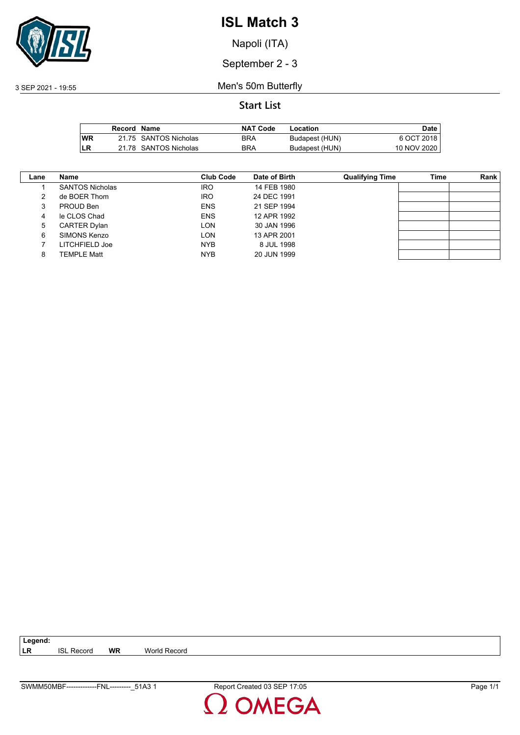# ISL Match 3

Napoli (ITA)

September 2 - 3

3 SEP 2021 - 19:55

Men's 50m Butterfly

## Start List

| | Record | Name | NAT Code | Location | Date |
|---|---|---|---|---|---|
| WR | 21.75 | SANTOS Nicholas | BRA | Budapest (HUN) | 6 OCT 2018 |
| LR | 21.78 | SANTOS Nicholas | BRA | Budapest (HUN) | 10 NOV 2020 |

| Lane | Name | Club Code | Date of Birth | Qualifying Time | Time | Rank |
|---|---|---|---|---|---|---|
| 1 | SANTOS Nicholas | IRO | 14 FEB 1980 | | | |
| 2 | de BOER Thom | IRO | 24 DEC 1991 | | | |
| 3 | PROUD Ben | ENS | 21 SEP 1994 | | | |
| 4 | le CLOS Chad | ENS | 12 APR 1992 | | | |
| 5 | CARTER Dylan | LON | 30 JAN 1996 | | | |
| 6 | SIMONS Kenzo | LON | 13 APR 2001 | | | |
| 7 | LITCHFIELD Joe | NYB | 8 JUL 1998 | | | |
| 8 | TEMPLE Matt | NYB | 20 JUN 1999 | | | |

**Legend:**
**LR** ISL Record **WR** World Record

SWMM50MBF-------------FNL---------_51A3 1 Report Created 03 SEP 17:05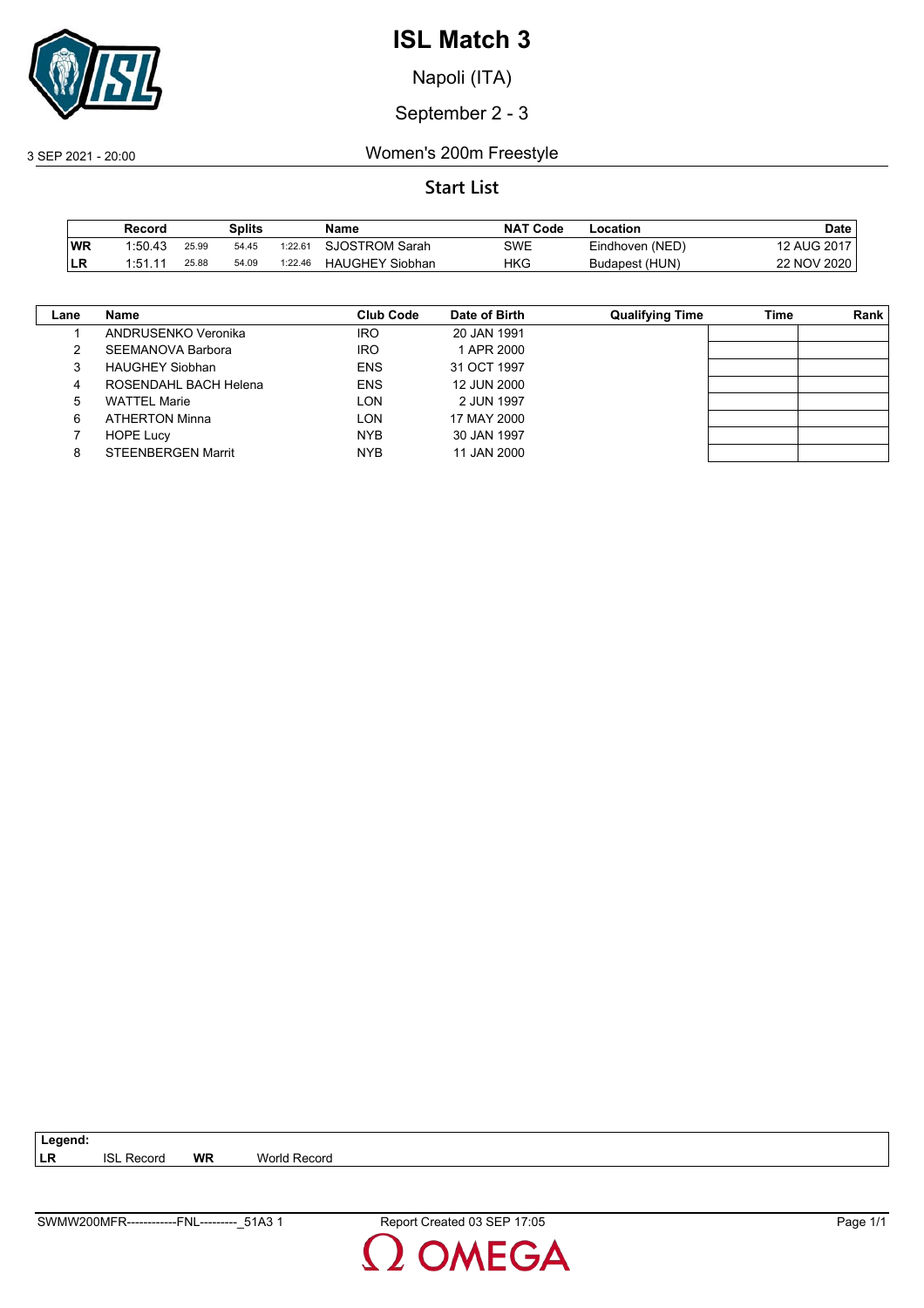# ISL Match 3

Napoli (ITA)

September 2 - 3

3 SEP 2021 - 20:00 Women's 200m Freestyle

## Start List

| | Record | Splits | | | Name | NAT Code | Location | Date |
|---|---|---|---|---|---|---|---|---|
| WR | 1:50.43 | 25.99 | 54.45 | 1:22.61 | SJOSTROM Sarah | SWE | Eindhoven (NED) | 12 AUG 2017 |
| LR | 1:51.11 | 25.88 | 54.09 | 1:22.46 | HAUGHEY Siobhan | HKG | Budapest (HUN) | 22 NOV 2020 |

| Lane | Name | Club Code | Date of Birth | Qualifying Time | Time | Rank |
|---|---|---|---|---|---|---|
| 1 | ANDRUSENKO Veronika | IRO | 20 JAN 1991 | | | |
| 2 | SEEMANOVA Barbora | IRO | 1 APR 2000 | | | |
| 3 | HAUGHEY Siobhan | ENS | 31 OCT 1997 | | | |
| 4 | ROSENDAHL BACH Helena | ENS | 12 JUN 2000 | | | |
| 5 | WATTEL Marie | LON | 2 JUN 1997 | | | |
| 6 | ATHERTON Minna | LON | 17 MAY 2000 | | | |
| 7 | HOPE Lucy | NYB | 30 JAN 1997 | | | |
| 8 | STEENBERGEN Marrit | NYB | 11 JAN 2000 | | | |

**Legend:**
**LR** ISL Record **WR** World Record

SWMW200MFR------------FNL---------_51A3 1 Report Created 03 SEP 17:05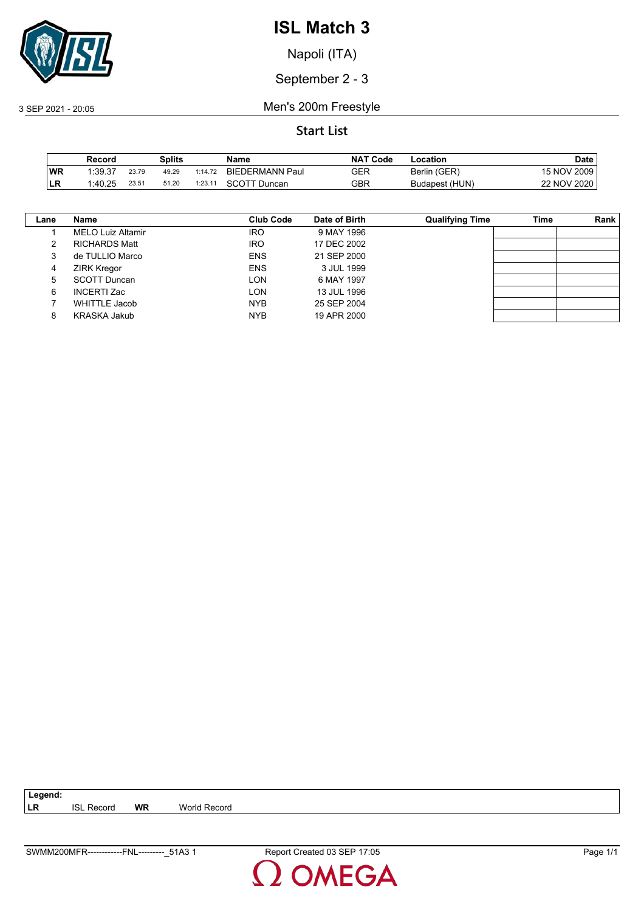# ISL Match 3

Napoli (ITA)

September 2 - 3

3 SEP 2021 - 20:05

Men's 200m Freestyle

## Start List

| | Record | | | | Name | NAT Code | Location | Date |
|---|---|---|---|---|---|---|---|---|
| **WR** | 1:39.37 | 23.79 | 49.29 | 1:14.72 | BIEDERMANN Paul | GER | Berlin (GER) | 15 NOV 2009 |
| **LR** | 1:40.25 | 23.51 | 51.20 | 1:23.11 | SCOTT Duncan | GBR | Budapest (HUN) | 22 NOV 2020 |

| Lane | Name | Club Code | Date of Birth | Qualifying Time | Time | Rank |
|---|---|---|---|---|---|---|
| 1 | MELO Luiz Altamir | IRO | 9 MAY 1996 | | | |
| 2 | RICHARDS Matt | IRO | 17 DEC 2002 | | | |
| 3 | de TULLIO Marco | ENS | 21 SEP 2000 | | | |
| 4 | ZIRK Kregor | ENS | 3 JUL 1999 | | | |
| 5 | SCOTT Duncan | LON | 6 MAY 1997 | | | |
| 6 | INCERTI Zac | LON | 13 JUL 1996 | | | |
| 7 | WHITTLE Jacob | NYB | 25 SEP 2004 | | | |
| 8 | KRASKA Jakub | NYB | 19 APR 2000 | | | |

**Legend:**
**LR** ISL Record **WR** World Record

SWMM200MFR------------FNL---------_51A3 1 Report Created 03 SEP 17:05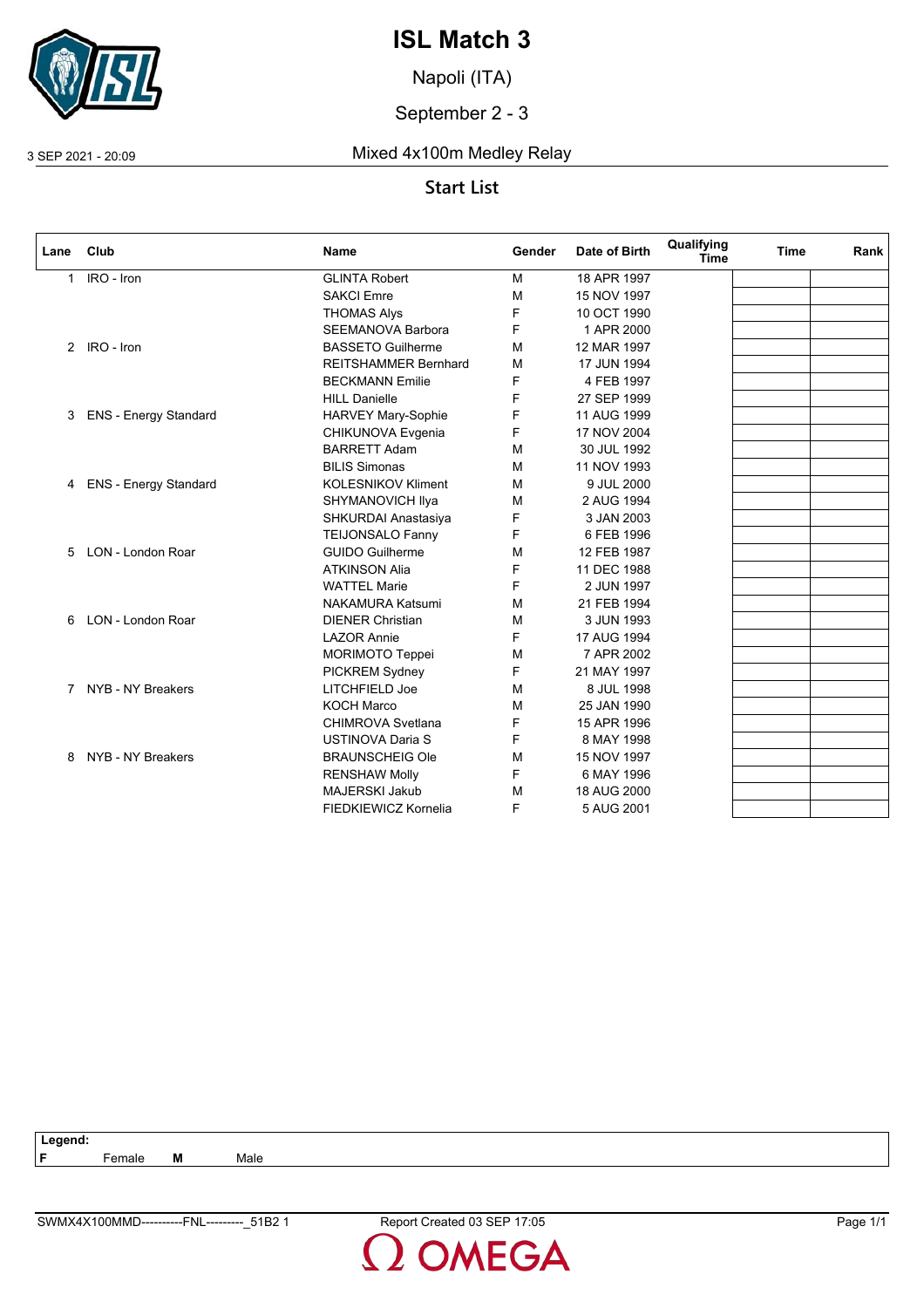# ISL Match 3

Napoli (ITA)

September 2 - 3

3 SEP 2021 - 20:09

Mixed 4x100m Medley Relay

## Start List

| Lane | Club | Name | Gender | Date of Birth | Qualifying Time | Time | Rank |
|---|---|---|---|---|---|---|---|
| 1 | IRO - Iron | GLINTA Robert | M | 18 APR 1997 | | | |
| | | SAKCI Emre | M | 15 NOV 1997 | | | |
| | | THOMAS Alys | F | 10 OCT 1990 | | | |
| | | SEEMANOVA Barbora | F | 1 APR 2000 | | | |
| 2 | IRO - Iron | BASSETO Guilherme | M | 12 MAR 1997 | | | |
| | | REITSHAMMER Bernhard | M | 17 JUN 1994 | | | |
| | | BECKMANN Emilie | F | 4 FEB 1997 | | | |
| | | HILL Danielle | F | 27 SEP 1999 | | | |
| 3 | ENS - Energy Standard | HARVEY Mary-Sophie | F | 11 AUG 1999 | | | |
| | | CHIKUNOVA Evgenia | F | 17 NOV 2004 | | | |
| | | BARRETT Adam | M | 30 JUL 1992 | | | |
| | | BILIS Simonas | M | 11 NOV 1993 | | | |
| 4 | ENS - Energy Standard | KOLESNIKOV Kliment | M | 9 JUL 2000 | | | |
| | | SHYMANOVICH Ilya | M | 2 AUG 1994 | | | |
| | | SHKURDAI Anastasiya | F | 3 JAN 2003 | | | |
| | | TEIJONSALO Fanny | F | 6 FEB 1996 | | | |
| 5 | LON - London Roar | GUIDO Guilherme | M | 12 FEB 1987 | | | |
| | | ATKINSON Alia | F | 11 DEC 1988 | | | |
| | | WATTEL Marie | F | 2 JUN 1997 | | | |
| | | NAKAMURA Katsumi | M | 21 FEB 1994 | | | |
| 6 | LON - London Roar | DIENER Christian | M | 3 JUN 1993 | | | |
| | | LAZOR Annie | F | 17 AUG 1994 | | | |
| | | MORIMOTO Teppei | M | 7 APR 2002 | | | |
| | | PICKREM Sydney | F | 21 MAY 1997 | | | |
| 7 | NYB - NY Breakers | LITCHFIELD Joe | M | 8 JUL 1998 | | | |
| | | KOCH Marco | M | 25 JAN 1990 | | | |
| | | CHIMROVA Svetlana | F | 15 APR 1996 | | | |
| | | USTINOVA Daria S | F | 8 MAY 1998 | | | |
| 8 | NYB - NY Breakers | BRAUNSCHEIG Ole | M | 15 NOV 1997 | | | |
| | | RENSHAW Molly | F | 6 MAY 1996 | | | |
| | | MAJERSKI Jakub | M | 18 AUG 2000 | | | |
| | | FIEDKIEWICZ Kornelia | F | 5 AUG 2001 | | | |

**Legend:**
**F** Female **M** Male

SWMX4X100MMD----------FNL---------_51B2 1 Report Created 03 SEP 17:05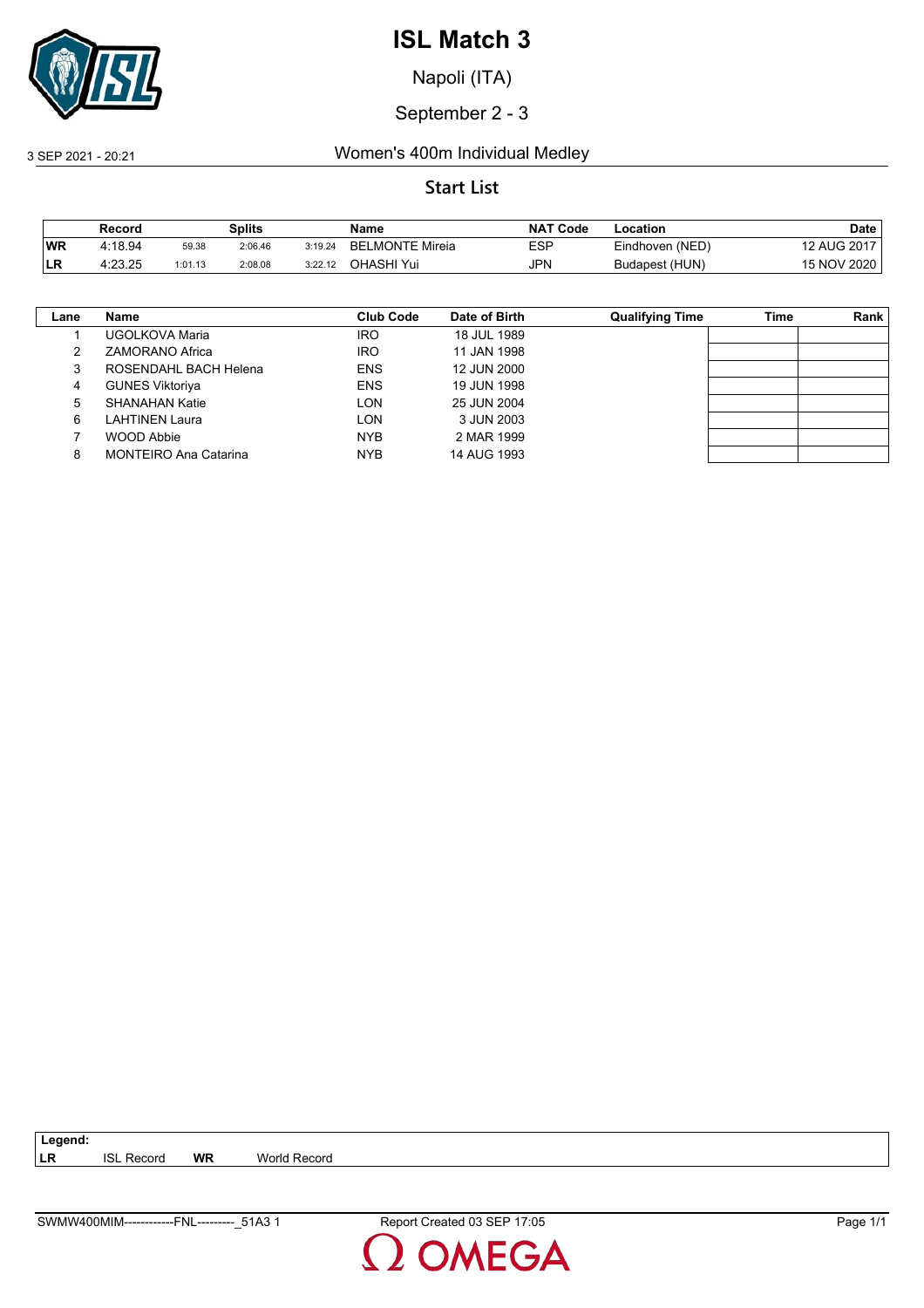# ISL Match 3

Napoli (ITA)

September 2 - 3

3 SEP 2021 - 20:21

Women's 400m Individual Medley

## Start List

| | Record | | Splits | | Name | NAT Code | Location | Date |
|---|---|---|---|---|---|---|---|---|
| WR | 4:18.94 | 59.38 | 2:06.46 | 3:19.24 | BELMONTE Mireia | ESP | Eindhoven (NED) | 12 AUG 2017 |
| LR | 4:23.25 | 1:01.13 | 2:08.08 | 3:22.12 | OHASHI Yui | JPN | Budapest (HUN) | 15 NOV 2020 |

| Lane | Name | Club Code | Date of Birth | Qualifying Time | Time | Rank |
|---|---|---|---|---|---|---|
| 1 | UGOLKOVA Maria | IRO | 18 JUL 1989 | | | |
| 2 | ZAMORANO Africa | IRO | 11 JAN 1998 | | | |
| 3 | ROSENDAHL BACH Helena | ENS | 12 JUN 2000 | | | |
| 4 | GUNES Viktoriya | ENS | 19 JUN 1998 | | | |
| 5 | SHANAHAN Katie | LON | 25 JUN 2004 | | | |
| 6 | LAHTINEN Laura | LON | 3 JUN 2003 | | | |
| 7 | WOOD Abbie | NYB | 2 MAR 1999 | | | |
| 8 | MONTEIRO Ana Catarina | NYB | 14 AUG 1993 | | | |

**Legend:**
**LR** ISL Record **WR** World Record

SWMW400MIM------------FNL---------_51A3 1 Report Created 03 SEP 17:05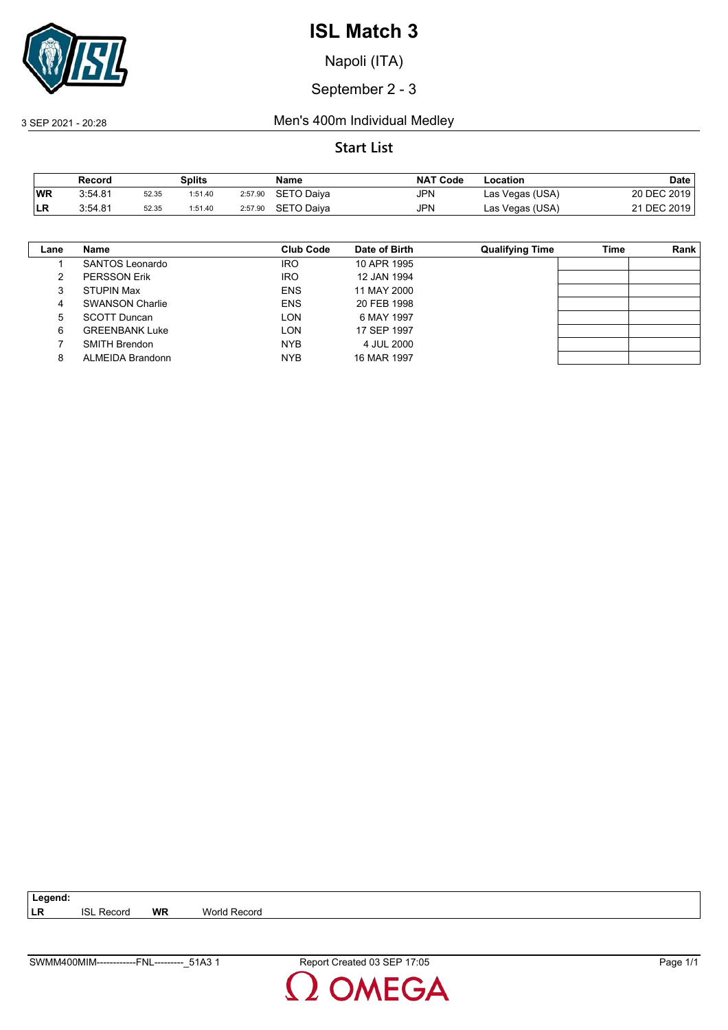# ISL Match 3

Napoli (ITA)

September 2 - 3

3 SEP 2021 - 20:28

Men's 400m Individual Medley

## Start List

| | Record | Splits | | | Name | NAT Code | Location | Date |
|---|---|---|---|---|---|---|---|---|
| WR | 3:54.81 | 52.35 | 1:51.40 | 2:57.90 | SETO Daiya | JPN | Las Vegas (USA) | 20 DEC 2019 |
| LR | 3:54.81 | 52.35 | 1:51.40 | 2:57.90 | SETO Daiya | JPN | Las Vegas (USA) | 21 DEC 2019 |

| Lane | Name | Club Code | Date of Birth | Qualifying Time | Time | Rank |
|---|---|---|---|---|---|---|
| 1 | SANTOS Leonardo | IRO | 10 APR 1995 | | | |
| 2 | PERSSON Erik | IRO | 12 JAN 1994 | | | |
| 3 | STUPIN Max | ENS | 11 MAY 2000 | | | |
| 4 | SWANSON Charlie | ENS | 20 FEB 1998 | | | |
| 5 | SCOTT Duncan | LON | 6 MAY 1997 | | | |
| 6 | GREENBANK Luke | LON | 17 SEP 1997 | | | |
| 7 | SMITH Brendon | NYB | 4 JUL 2000 | | | |
| 8 | ALMEIDA Brandonn | NYB | 16 MAR 1997 | | | |

**Legend:**
**LR** ISL Record **WR** World Record

SWMM400MIM------------FNL---------_51A3 1 Report Created 03 SEP 17:05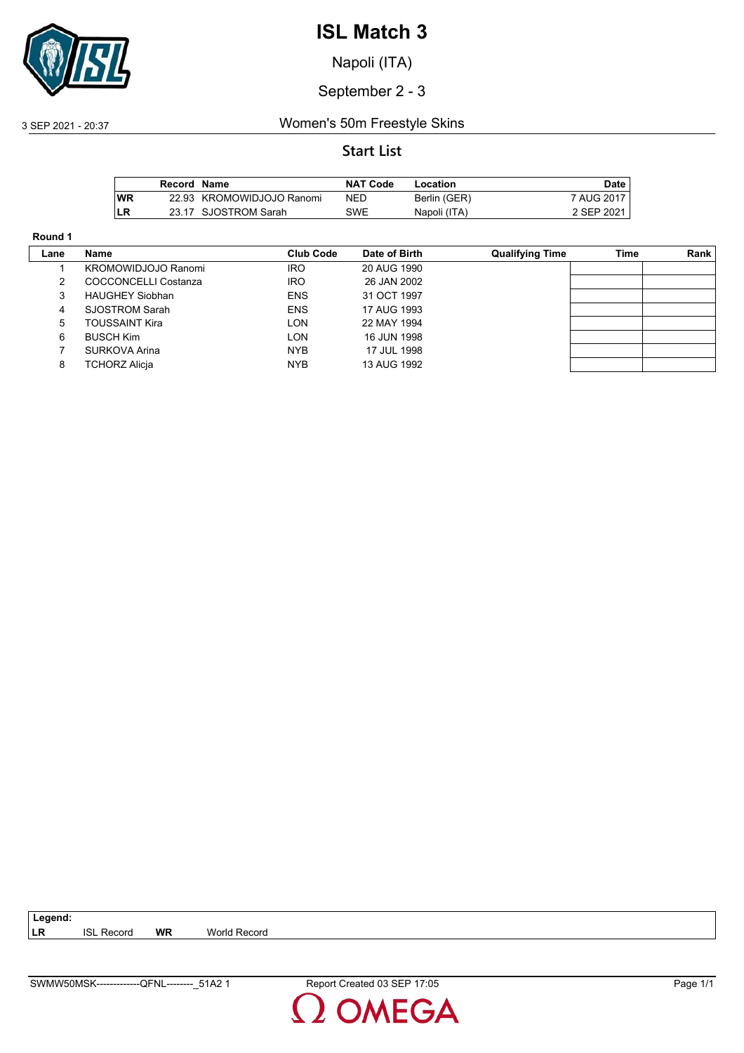# ISL Match 3

Napoli (ITA)

September 2 - 3

3 SEP 2021 - 20:37

Women's 50m Freestyle Skins

## Start List

| | Record | Name | NAT Code | Location | Date |
|---|---|---|---|---|---|
| **WR** | 22.93 | KROMOWIDJOJO Ranomi | NED | Berlin (GER) | 7 AUG 2017 |
| **LR** | 23.17 | SJOSTROM Sarah | SWE | Napoli (ITA) | 2 SEP 2021 |

**Round 1**

| Lane | Name | Club Code | Date of Birth | Qualifying Time | Time | Rank |
|---|---|---|---|---|---|---|
| 1 | KROMOWIDJOJO Ranomi | IRO | 20 AUG 1990 | | | |
| 2 | COCCONCELLI Costanza | IRO | 26 JAN 2002 | | | |
| 3 | HAUGHEY Siobhan | ENS | 31 OCT 1997 | | | |
| 4 | SJOSTROM Sarah | ENS | 17 AUG 1993 | | | |
| 5 | TOUSSAINT Kira | LON | 22 MAY 1994 | | | |
| 6 | BUSCH Kim | LON | 16 JUN 1998 | | | |
| 7 | SURKOVA Arina | NYB | 17 JUL 1998 | | | |
| 8 | TCHORZ Alicja | NYB | 13 AUG 1992 | | | |

**Legend:**
**LR** ISL Record **WR** World Record

SWMW50MSK-------------QFNL--------_51A2 1 Report Created 03 SEP 17:05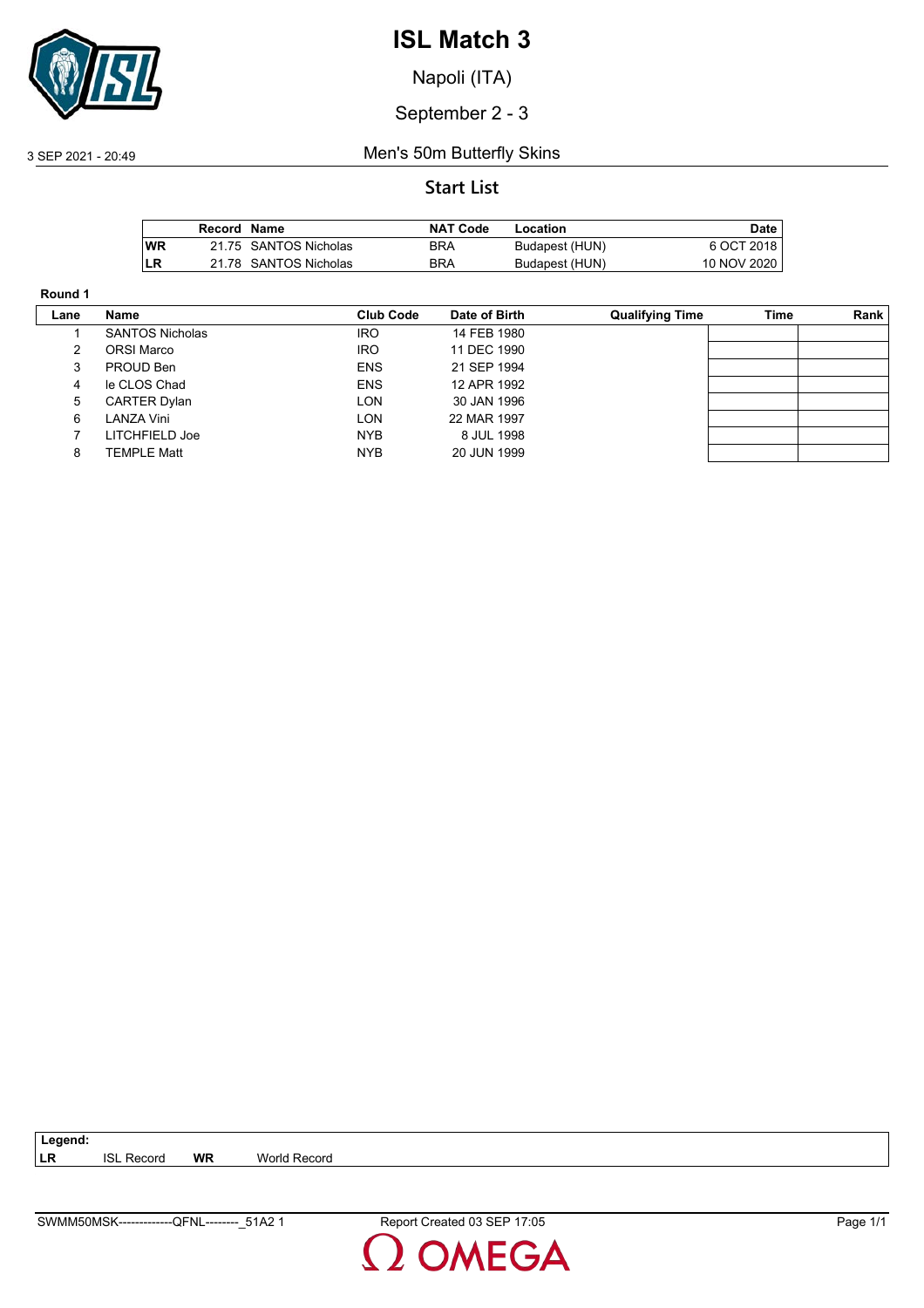# ISL Match 3

Napoli (ITA)

September 2 - 3

3 SEP 2021 - 20:49

Men's 50m Butterfly Skins

## Start List

| | Record | Name | NAT Code | Location | Date |
|---|---|---|---|---|---|
| **WR** | 21.75 | SANTOS Nicholas | BRA | Budapest (HUN) | 6 OCT 2018 |
| **LR** | 21.78 | SANTOS Nicholas | BRA | Budapest (HUN) | 10 NOV 2020 |

**Round 1**

| Lane | Name | Club Code | Date of Birth | Qualifying Time | Time | Rank |
|---|---|---|---|---|---|---|
| 1 | SANTOS Nicholas | IRO | 14 FEB 1980 | | | |
| 2 | ORSI Marco | IRO | 11 DEC 1990 | | | |
| 3 | PROUD Ben | ENS | 21 SEP 1994 | | | |
| 4 | le CLOS Chad | ENS | 12 APR 1992 | | | |
| 5 | CARTER Dylan | LON | 30 JAN 1996 | | | |
| 6 | LANZA Vini | LON | 22 MAR 1997 | | | |
| 7 | LITCHFIELD Joe | NYB | 8 JUL 1998 | | | |
| 8 | TEMPLE Matt | NYB | 20 JUN 1999 | | | |

**Legend:**
**LR** ISL Record **WR** World Record

SWMM50MSK-------------QFNL--------_51A2 1 Report Created 03 SEP 17:05